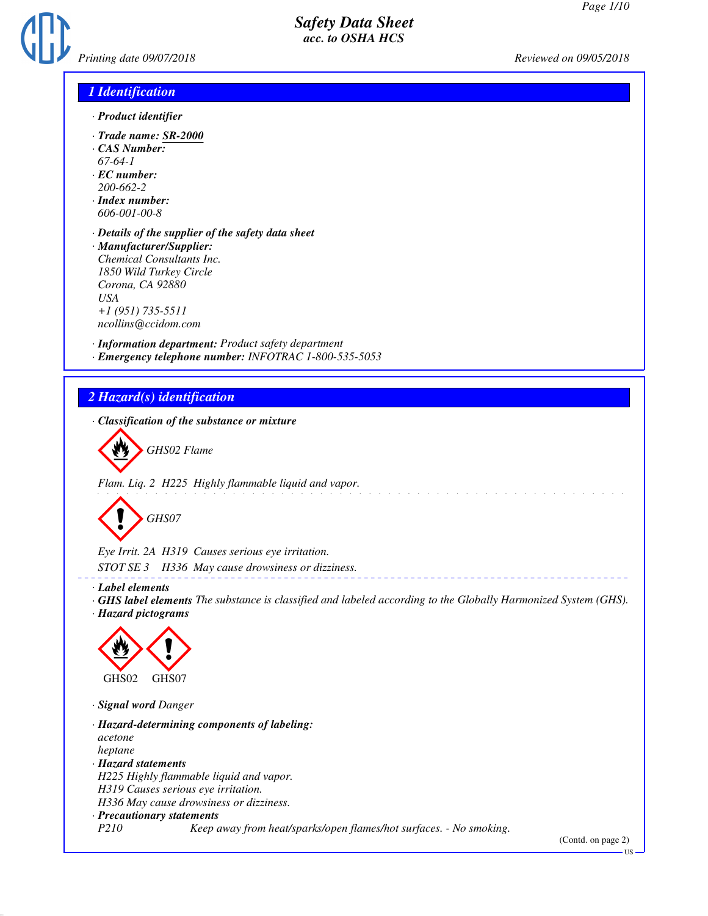# Safety Data Sheet
## acc. to OSHA HCS

Printing date 09/07/2018 Reviewed on 09/05/2018

## 1 Identification

· **Product identifier**

· **Trade name: SR-2000**
· **CAS Number:**
67-64-1
· **EC number:**
200-662-2
· **Index number:**
606-001-00-8

· **Details of the supplier of the safety data sheet**
· **Manufacturer/Supplier:**
Chemical Consultants Inc.
1850 Wild Turkey Circle
Corona, CA 92880
USA
+1 (951) 735-5511
ncollins@ccidom.com

· **Information department:** Product safety department
· **Emergency telephone number:** INFOTRAC 1-800-535-5053

## 2 Hazard(s) identification

· **Classification of the substance or mixture**

GHS02 Flame

Flam. Liq. 2 H225 Highly flammable liquid and vapor.

GHS07

Eye Irrit. 2A H319 Causes serious eye irritation.
STOT SE 3 H336 May cause drowsiness or dizziness.

· **Label elements**
· **GHS label elements** The substance is classified and labeled according to the Globally Harmonized System (GHS).
· **Hazard pictograms**

GHS02 GHS07

· **Signal word** Danger

· **Hazard-determining components of labeling:**
acetone
heptane
· **Hazard statements**
H225 Highly flammable liquid and vapor.
H319 Causes serious eye irritation.
H336 May cause drowsiness or dizziness.
· **Precautionary statements**
P210 Keep away from heat/sparks/open flames/hot surfaces. - No smoking.

(Contd. on page 2)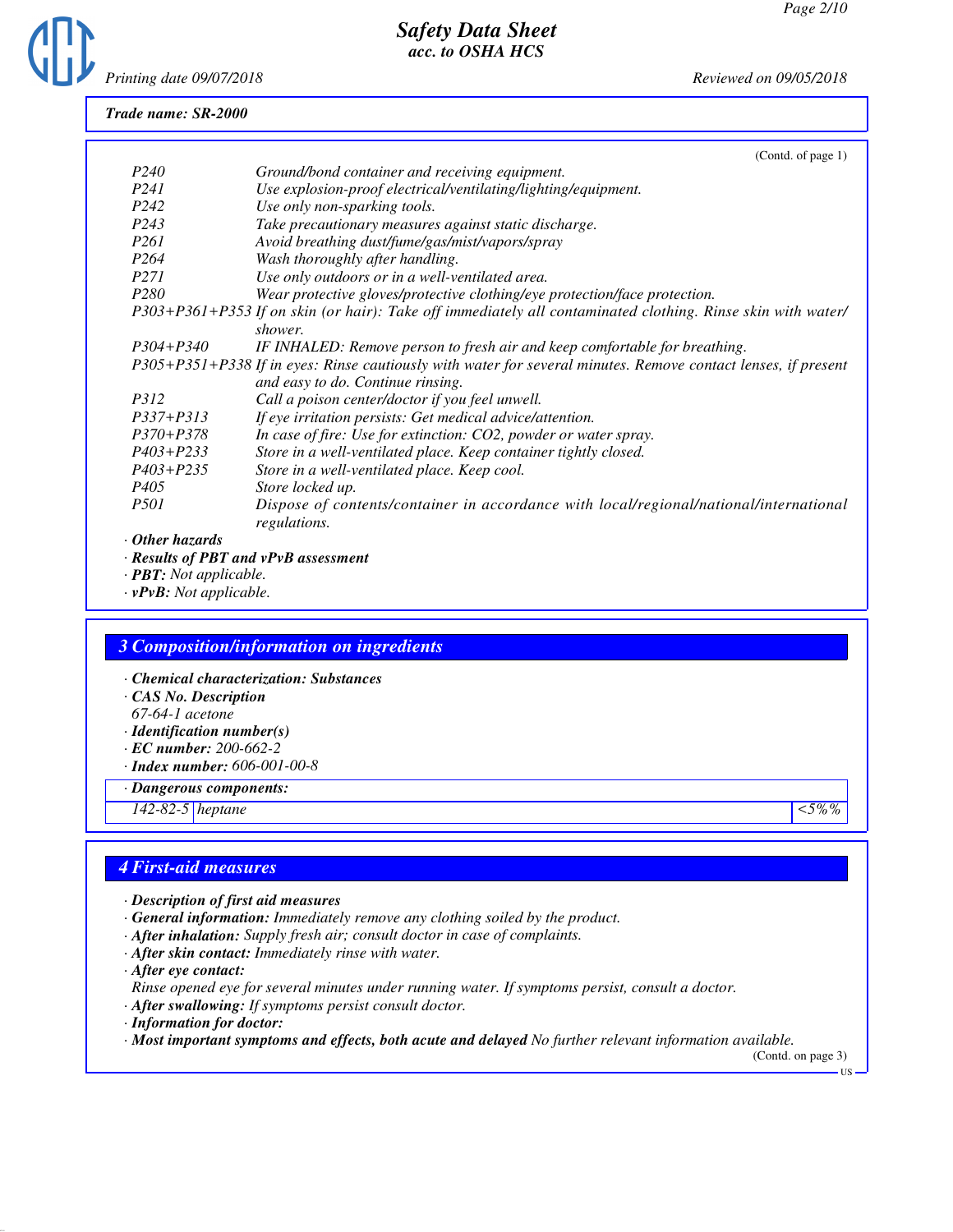Trade name: SR-2000

(Contd. of page 1)

| | |
|---|---|
| P240 | Ground/bond container and receiving equipment. |
| P241 | Use explosion-proof electrical/ventilating/lighting/equipment. |
| P242 | Use only non-sparking tools. |
| P243 | Take precautionary measures against static discharge. |
| P261 | Avoid breathing dust/fume/gas/mist/vapors/spray |
| P264 | Wash thoroughly after handling. |
| P271 | Use only outdoors or in a well-ventilated area. |
| P280 | Wear protective gloves/protective clothing/eye protection/face protection. |
| P303+P361+P353 | If on skin (or hair): Take off immediately all contaminated clothing. Rinse skin with water/shower. |
| P304+P340 | IF INHALED: Remove person to fresh air and keep comfortable for breathing. |
| P305+P351+P338 | If in eyes: Rinse cautiously with water for several minutes. Remove contact lenses, if present and easy to do. Continue rinsing. |
| P312 | Call a poison center/doctor if you feel unwell. |
| P337+P313 | If eye irritation persists: Get medical advice/attention. |
| P370+P378 | In case of fire: Use for extinction: CO2, powder or water spray. |
| P403+P233 | Store in a well-ventilated place. Keep container tightly closed. |
| P403+P235 | Store in a well-ventilated place. Keep cool. |
| P405 | Store locked up. |
| P501 | Dispose of contents/container in accordance with local/regional/national/international regulations. |

· **Other hazards**
· **Results of PBT and vPvB assessment**
· **PBT:** Not applicable.
· **vPvB:** Not applicable.

## 3 Composition/information on ingredients

· **Chemical characterization: Substances**
· **CAS No. Description**
67-64-1 acetone
· **Identification number(s)**
· **EC number:** 200-662-2
· **Index number:** 606-001-00-8

· **Dangerous components:**

| | | |
|---|---|---|
| 142-82-5 | heptane | <5%% |

## 4 First-aid measures

· **Description of first aid measures**
· **General information:** Immediately remove any clothing soiled by the product.
· **After inhalation:** Supply fresh air; consult doctor in case of complaints.
· **After skin contact:** Immediately rinse with water.
· **After eye contact:**
Rinse opened eye for several minutes under running water. If symptoms persist, consult a doctor.
· **After swallowing:** If symptoms persist consult doctor.
· **Information for doctor:**
· **Most important symptoms and effects, both acute and delayed** No further relevant information available.

(Contd. on page 3)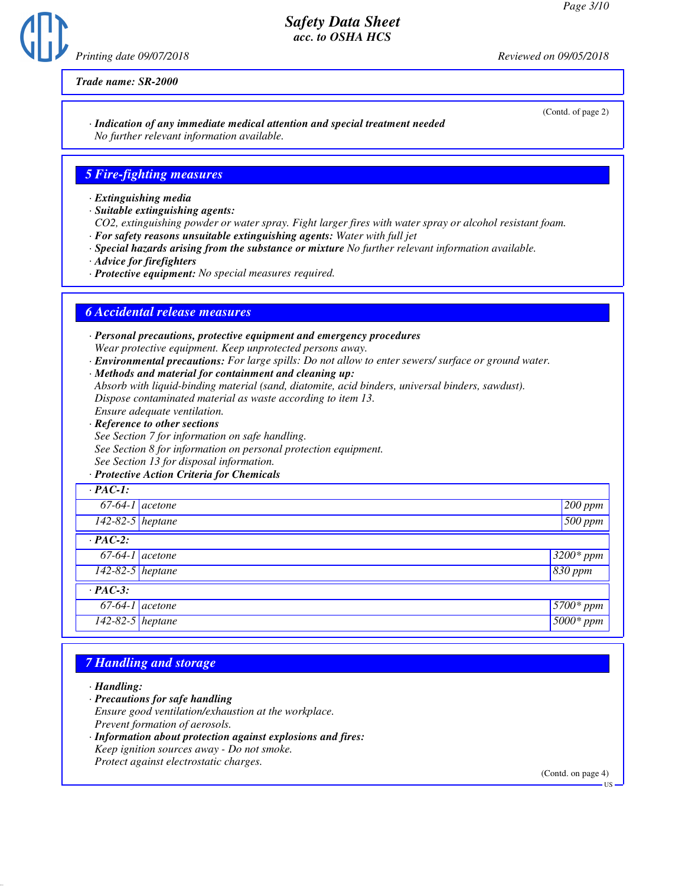*Trade name: SR-2000*

(Contd. of page 2)

· ***Indication of any immediate medical attention and special treatment needed***
*No further relevant information available.*

## *5 Fire-fighting measures*

· ***Extinguishing media***
· ***Suitable extinguishing agents:***
*CO2, extinguishing powder or water spray. Fight larger fires with water spray or alcohol resistant foam.*
· ***For safety reasons unsuitable extinguishing agents:*** *Water with full jet*
· ***Special hazards arising from the substance or mixture*** *No further relevant information available.*
· ***Advice for firefighters***
· ***Protective equipment:*** *No special measures required.*

## *6 Accidental release measures*

· ***Personal precautions, protective equipment and emergency procedures***
*Wear protective equipment. Keep unprotected persons away.*
· ***Environmental precautions:*** *For large spills: Do not allow to enter sewers/ surface or ground water.*
· ***Methods and material for containment and cleaning up:***
*Absorb with liquid-binding material (sand, diatomite, acid binders, universal binders, sawdust).*
*Dispose contaminated material as waste according to item 13.*
*Ensure adequate ventilation.*
· ***Reference to other sections***
*See Section 7 for information on safe handling.*
*See Section 8 for information on personal protection equipment.*
*See Section 13 for disposal information.*
· ***Protective Action Criteria for Chemicals***

| · **PAC-1:** | | |
|---|---|---|
| 67-64-1 | acetone | 200 ppm |
| 142-82-5 | heptane | 500 ppm |
| · **PAC-2:** | | |
| 67-64-1 | acetone | 3200* ppm |
| 142-82-5 | heptane | 830 ppm |
| · **PAC-3:** | | |
| 67-64-1 | acetone | 5700* ppm |
| 142-82-5 | heptane | 5000* ppm |

## *7 Handling and storage*

· ***Handling:***
· ***Precautions for safe handling***
*Ensure good ventilation/exhaustion at the workplace.*
*Prevent formation of aerosols.*
· ***Information about protection against explosions and fires:***
*Keep ignition sources away - Do not smoke.*
*Protect against electrostatic charges.*

(Contd. on page 4)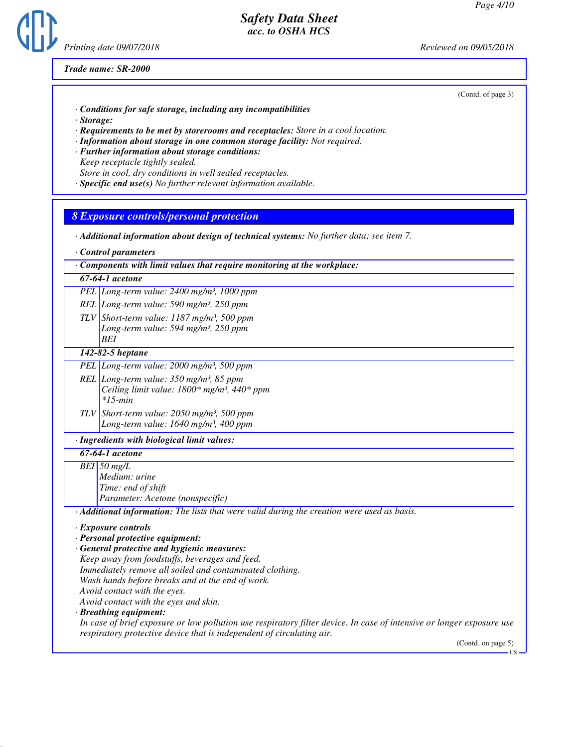Trade name: SR-2000

(Contd. of page 3)

· **Conditions for safe storage, including any incompatibilities**
· **Storage:**
· **Requirements to be met by storerooms and receptacles:** Store in a cool location.
· **Information about storage in one common storage facility:** Not required.
· **Further information about storage conditions:**
Keep receptacle tightly sealed.
Store in cool, dry conditions in well sealed receptacles.
· **Specific end use(s)** No further relevant information available.

## 8 Exposure controls/personal protection

· **Additional information about design of technical systems:** No further data; see item 7.

· **Control parameters**

| · Components with limit values that require monitoring at the workplace: | |
|---|---|
| **67-64-1 acetone** | |
| PEL | Long-term value: 2400 mg/m³, 1000 ppm |
| REL | Long-term value: 590 mg/m³, 250 ppm |
| TLV | Short-term value: 1187 mg/m³, 500 ppm<br>Long-term value: 594 mg/m³, 250 ppm<br>BEI |
| **142-82-5 heptane** | |
| PEL | Long-term value: 2000 mg/m³, 500 ppm |
| REL | Long-term value: 350 mg/m³, 85 ppm<br>Ceiling limit value: 1800* mg/m³, 440* ppm<br>*15-min |
| TLV | Short-term value: 2050 mg/m³, 500 ppm<br>Long-term value: 1640 mg/m³, 400 ppm |

| · Ingredients with biological limit values: | |
|---|---|
| **67-64-1 acetone** | |
| BEI | 50 mg/L<br>Medium: urine<br>Time: end of shift<br>Parameter: Acetone (nonspecific) |

· **Additional information:** The lists that were valid during the creation were used as basis.

· **Exposure controls**
· **Personal protective equipment:**
· **General protective and hygienic measures:**
Keep away from foodstuffs, beverages and feed.
Immediately remove all soiled and contaminated clothing.
Wash hands before breaks and at the end of work.
Avoid contact with the eyes.
Avoid contact with the eyes and skin.
· **Breathing equipment:**
In case of brief exposure or low pollution use respiratory filter device. In case of intensive or longer exposure use respiratory protective device that is independent of circulating air.

(Contd. on page 5)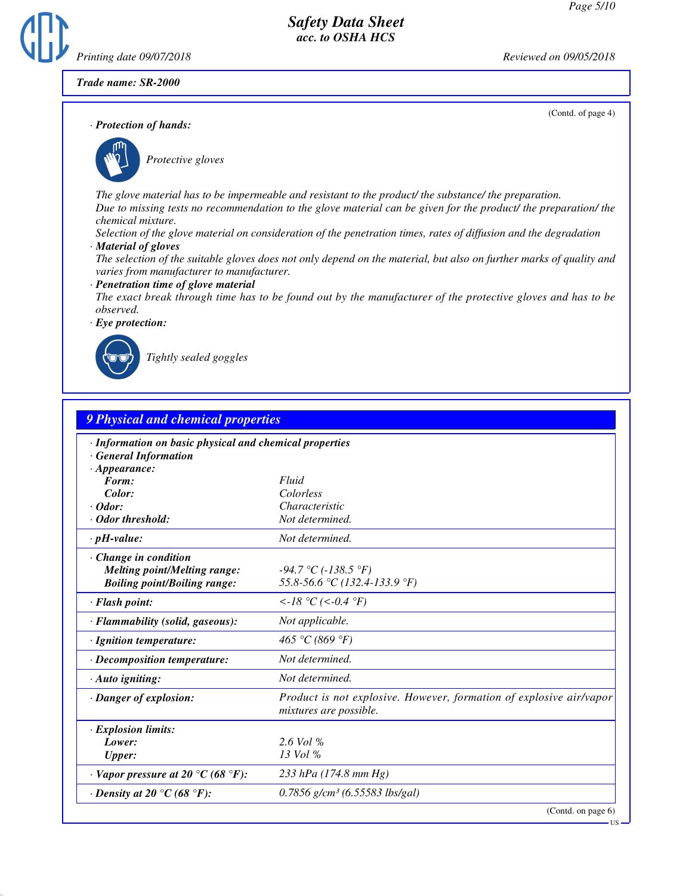**Trade name: SR-2000**

(Contd. of page 4)

· **Protection of hands:**

Protective gloves

The glove material has to be impermeable and resistant to the product/ the substance/ the preparation.
Due to missing tests no recommendation to the glove material can be given for the product/ the preparation/ the chemical mixture.
Selection of the glove material on consideration of the penetration times, rates of diffusion and the degradation

· **Material of gloves**

The selection of the suitable gloves does not only depend on the material, but also on further marks of quality and varies from manufacturer to manufacturer.

· **Penetration time of glove material**

The exact break through time has to be found out by the manufacturer of the protective gloves and has to be observed.

· **Eye protection:**

Tightly sealed goggles

## 9 Physical and chemical properties

· **Information on basic physical and chemical properties**
· **General Information**
· **Appearance:**

| | |
|---|---|
| **Form:** | Fluid |
| **Color:** | Colorless |
| · **Odor:** | Characteristic |
| · **Odor threshold:** | Not determined. |
| · **pH-value:** | Not determined. |
| · **Change in condition** | |
| **Melting point/Melting range:** | -94.7 °C (-138.5 °F) |
| **Boiling point/Boiling range:** | 55.8-56.6 °C (132.4-133.9 °F) |
| · **Flash point:** | <-18 °C (<-0.4 °F) |
| · **Flammability (solid, gaseous):** | Not applicable. |
| · **Ignition temperature:** | 465 °C (869 °F) |
| · **Decomposition temperature:** | Not determined. |
| · **Auto igniting:** | Not determined. |
| · **Danger of explosion:** | Product is not explosive. However, formation of explosive air/vapor mixtures are possible. |
| · **Explosion limits:** | |
| **Lower:** | 2.6 Vol % |
| **Upper:** | 13 Vol % |
| · **Vapor pressure at 20 °C (68 °F):** | 233 hPa (174.8 mm Hg) |
| · **Density at 20 °C (68 °F):** | 0.7856 g/cm³ (6.55583 lbs/gal) |

(Contd. on page 6)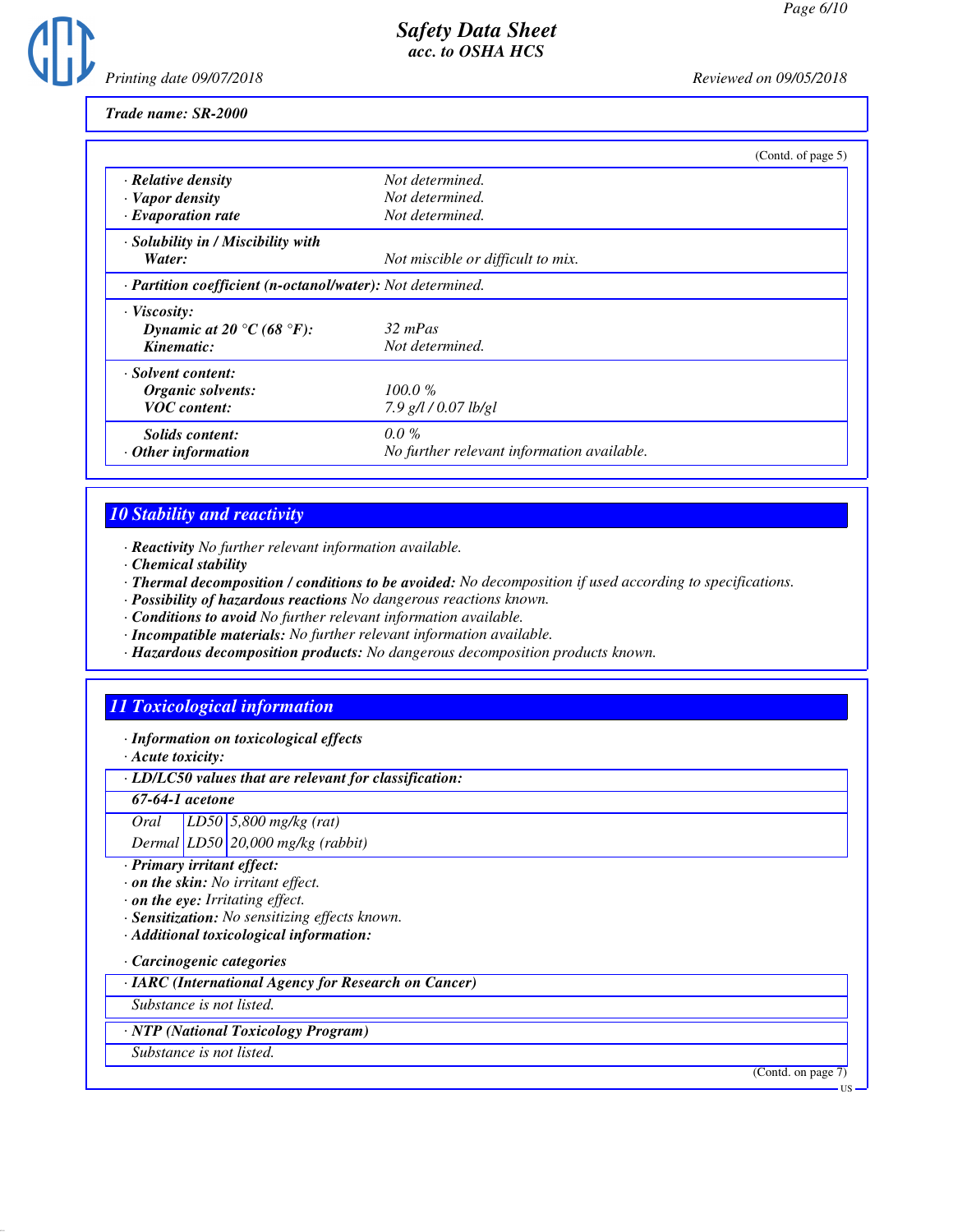Trade name: SR-2000

(Contd. of page 5)

| | |
|---|---|
| · **Relative density** | Not determined. |
| · **Vapor density** | Not determined. |
| · **Evaporation rate** | Not determined. |
| · **Solubility in / Miscibility with** | |
| **Water:** | Not miscible or difficult to mix. |
| · **Partition coefficient (n-octanol/water):** | Not determined. |
| · **Viscosity:** | |
| **Dynamic at 20 °C (68 °F):** | 32 mPas |
| **Kinematic:** | Not determined. |
| · **Solvent content:** | |
| **Organic solvents:** | 100.0 % |
| **VOC content:** | 7.9 g/l / 0.07 lb/gl |
| **Solids content:** | 0.0 % |
| · **Other information** | No further relevant information available. |

## 10 Stability and reactivity

· **Reactivity** No further relevant information available.
· **Chemical stability**
· **Thermal decomposition / conditions to be avoided:** No decomposition if used according to specifications.
· **Possibility of hazardous reactions** No dangerous reactions known.
· **Conditions to avoid** No further relevant information available.
· **Incompatible materials:** No further relevant information available.
· **Hazardous decomposition products:** No dangerous decomposition products known.

## 11 Toxicological information

· **Information on toxicological effects**
· **Acute toxicity:**

| · **LD/LC50 values that are relevant for classification:** | | |
|---|---|---|
| **67-64-1 acetone** | | |
| Oral | LD50 | 5,800 mg/kg (rat) |
| Dermal | LD50 | 20,000 mg/kg (rabbit) |

· **Primary irritant effect:**
· **on the skin:** No irritant effect.
· **on the eye:** Irritating effect.
· **Sensitization:** No sensitizing effects known.
· **Additional toxicological information:**

· **Carcinogenic categories**

| · **IARC (International Agency for Research on Cancer)** |
|---|
| Substance is not listed. |

| · **NTP (National Toxicology Program)** |
|---|
| Substance is not listed. |

(Contd. on page 7)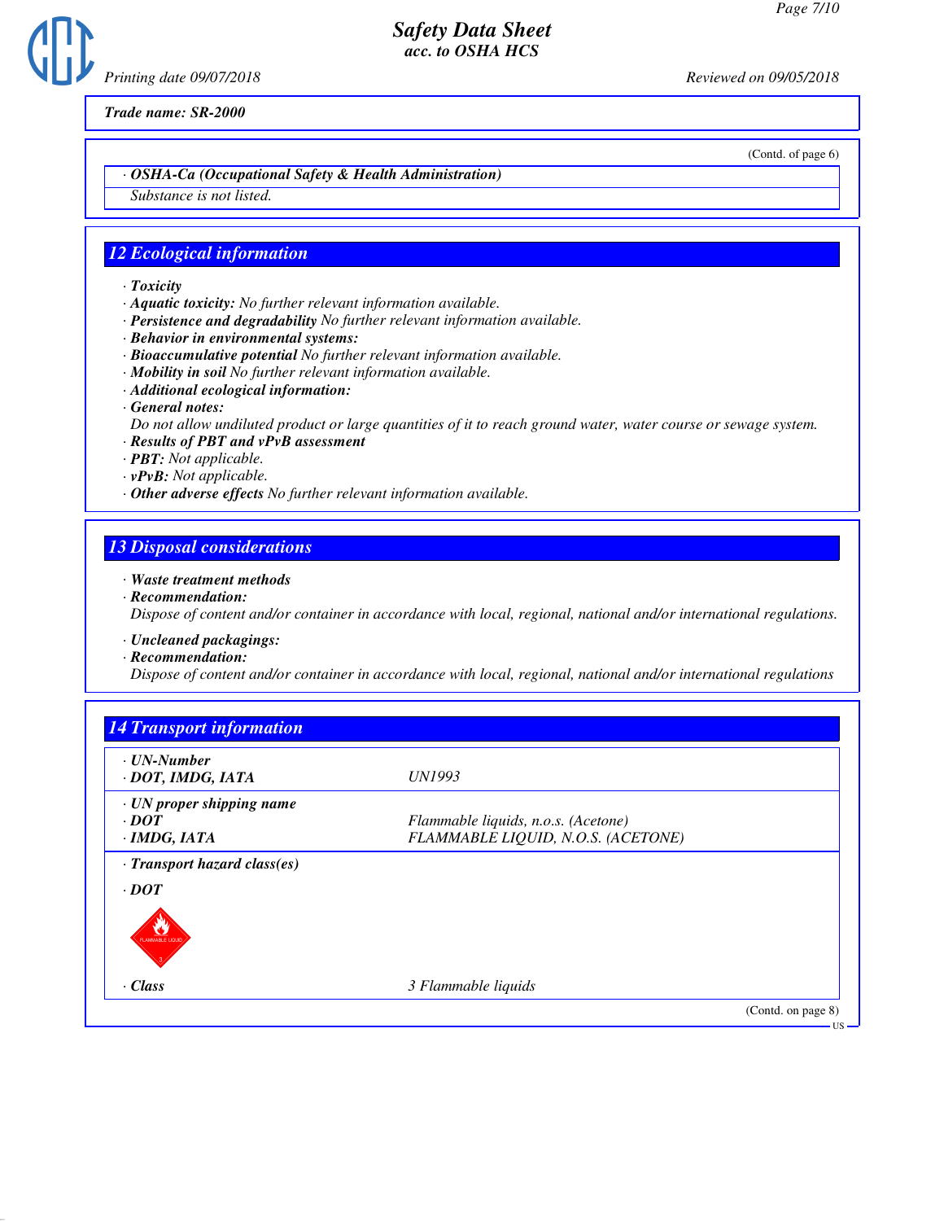**Trade name: SR-2000**

(Contd. of page 6)

· **OSHA-Ca (Occupational Safety & Health Administration)**

Substance is not listed.

## 12 Ecological information

· **Toxicity**
· **Aquatic toxicity:** No further relevant information available.
· **Persistence and degradability** No further relevant information available.
· **Behavior in environmental systems:**
· **Bioaccumulative potential** No further relevant information available.
· **Mobility in soil** No further relevant information available.
· **Additional ecological information:**
· **General notes:**
Do not allow undiluted product or large quantities of it to reach ground water, water course or sewage system.
· **Results of PBT and vPvB assessment**
· **PBT:** Not applicable.
· **vPvB:** Not applicable.
· **Other adverse effects** No further relevant information available.

## 13 Disposal considerations

· **Waste treatment methods**
· **Recommendation:**
Dispose of content and/or container in accordance with local, regional, national and/or international regulations.

· **Uncleaned packagings:**
· **Recommendation:**
Dispose of content and/or container in accordance with local, regional, national and/or international regulations

## 14 Transport information

| | |
|---|---|
| · **UN-Number** | |
| · **DOT, IMDG, IATA** | UN1993 |
| · **UN proper shipping name** | |
| · **DOT** | Flammable liquids, n.o.s. (Acetone) |
| · **IMDG, IATA** | FLAMMABLE LIQUID, N.O.S. (ACETONE) |
| · **Transport hazard class(es)** | |
| · **DOT** | |
| · **Class** | 3 Flammable liquids |

(Contd. on page 8)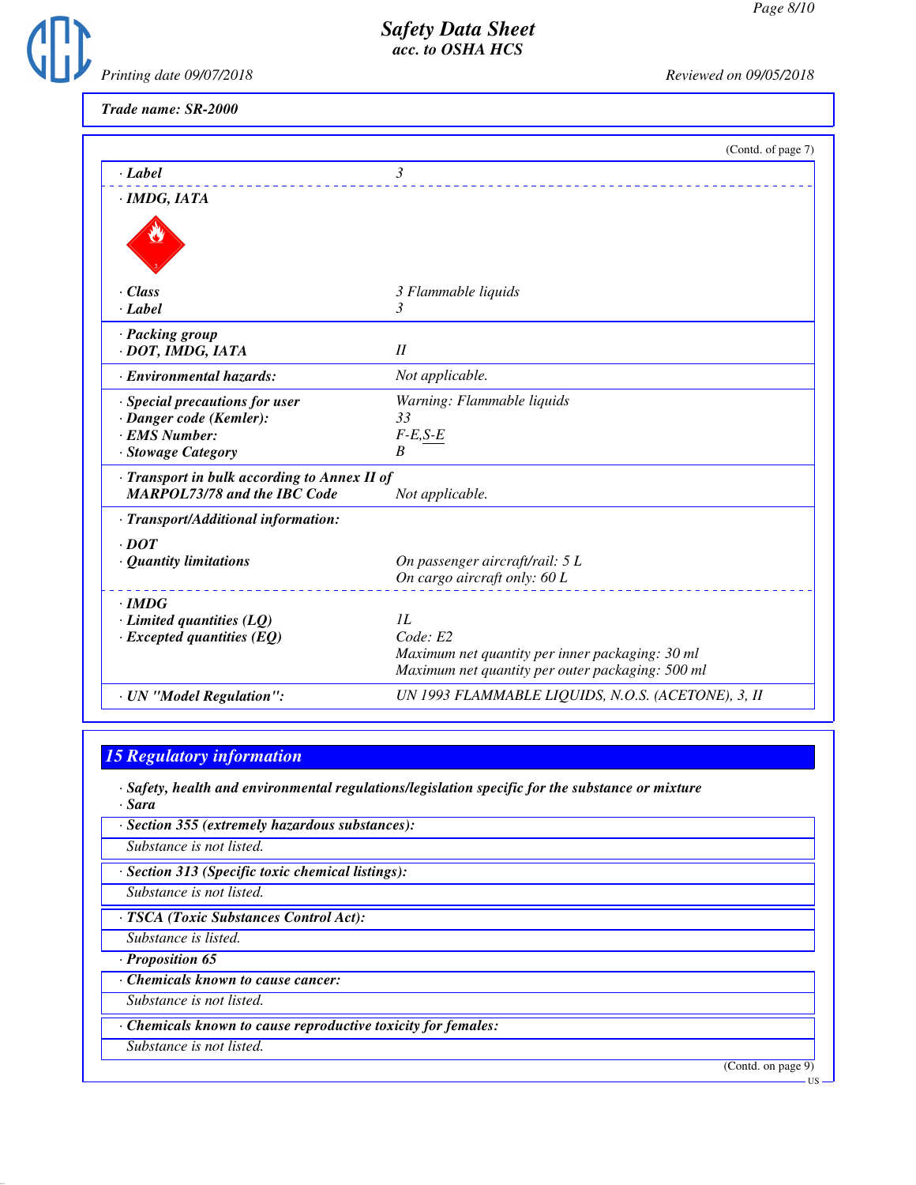**Trade name: SR-2000**

(Contd. of page 7)

| | |
|---|---|
| · **Label** | 3 |
| · **IMDG, IATA** | |
| · **Class** | 3 Flammable liquids |
| · **Label** | 3 |
| · **Packing group** | |
| · **DOT, IMDG, IATA** | II |
| · **Environmental hazards:** | Not applicable. |
| · **Special precautions for user** | Warning: Flammable liquids |
| · **Danger code (Kemler):** | 33 |
| · **EMS Number:** | F-E,S-E |
| · **Stowage Category** | B |
| · **Transport in bulk according to Annex II of MARPOL73/78 and the IBC Code** | Not applicable. |
| · **Transport/Additional information:** | |
| · **DOT** | |
| · **Quantity limitations** | On passenger aircraft/rail: 5 L<br>On cargo aircraft only: 60 L |
| · **IMDG** | |
| · **Limited quantities (LQ)** | 1L |
| · **Excepted quantities (EQ)** | Code: E2<br>Maximum net quantity per inner packaging: 30 ml<br>Maximum net quantity per outer packaging: 500 ml |
| · **UN "Model Regulation":** | UN 1993 FLAMMABLE LIQUIDS, N.O.S. (ACETONE), 3, II |

## 15 Regulatory information

· **Safety, health and environmental regulations/legislation specific for the substance or mixture**

· **Sara**

· **Section 355 (extremely hazardous substances):**

Substance is not listed.

· **Section 313 (Specific toxic chemical listings):**

Substance is not listed.

· **TSCA (Toxic Substances Control Act):**

Substance is listed.

· **Proposition 65**

· **Chemicals known to cause cancer:**

Substance is not listed.

· **Chemicals known to cause reproductive toxicity for females:**

Substance is not listed.

(Contd. on page 9)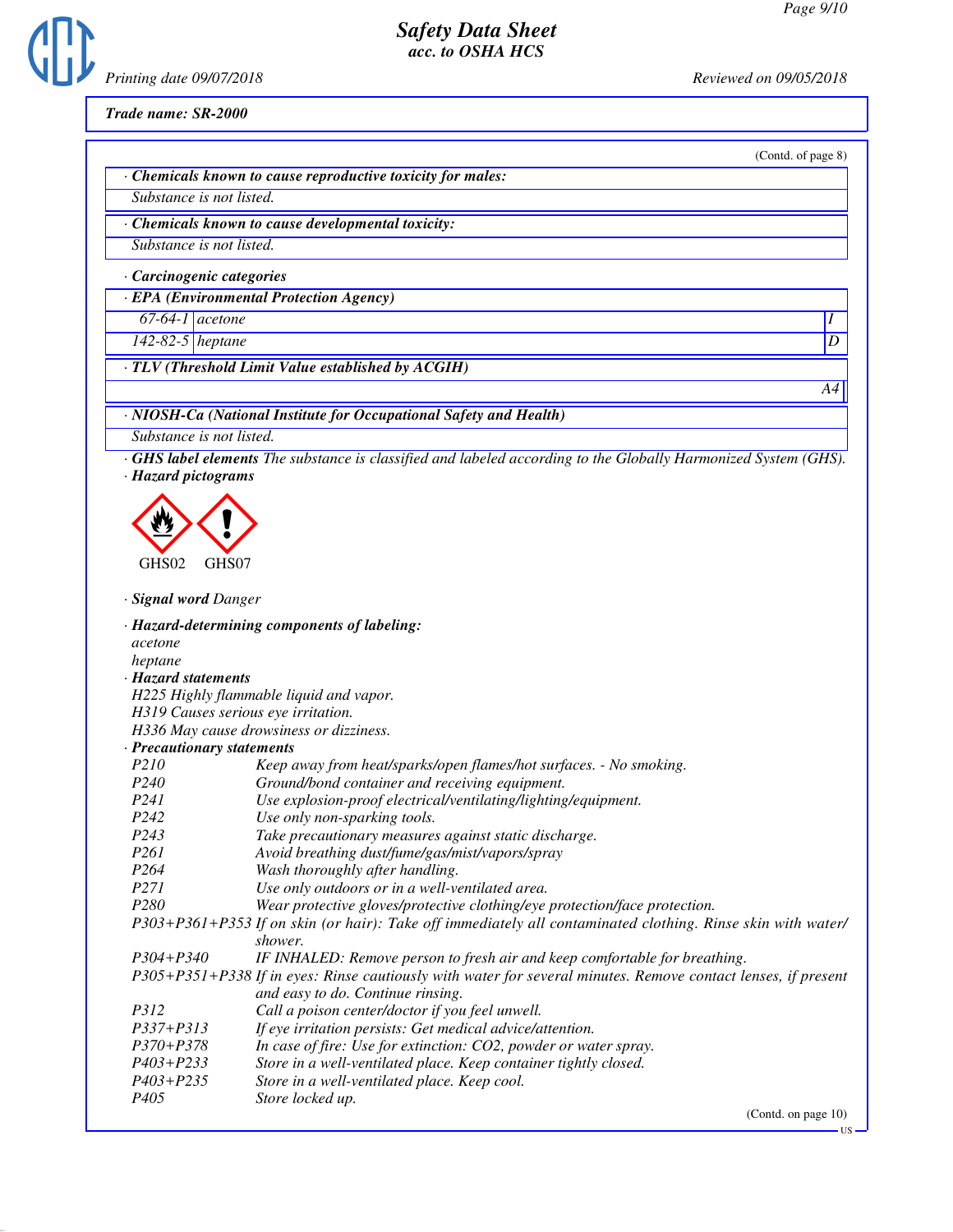Trade name: SR-2000

(Contd. of page 8)

· **Chemicals known to cause reproductive toxicity for males:**

Substance is not listed.

· **Chemicals known to cause developmental toxicity:**

Substance is not listed.

· **Carcinogenic categories**

· **EPA (Environmental Protection Agency)**

| | | |
|---|---|---|
| 67-64-1 | acetone | I |
| 142-82-5 | heptane | D |

· **TLV (Threshold Limit Value established by ACGIH)**

A4

· **NIOSH-Ca (National Institute for Occupational Safety and Health)**

Substance is not listed.

· **GHS label elements** The substance is classified and labeled according to the Globally Harmonized System (GHS).

· **Hazard pictograms**

GHS02 GHS07

· **Signal word** Danger

· **Hazard-determining components of labeling:**

acetone
heptane

· **Hazard statements**

H225 Highly flammable liquid and vapor.
H319 Causes serious eye irritation.
H336 May cause drowsiness or dizziness.

· **Precautionary statements**

| | |
|---|---|
| P210 | Keep away from heat/sparks/open flames/hot surfaces. - No smoking. |
| P240 | Ground/bond container and receiving equipment. |
| P241 | Use explosion-proof electrical/ventilating/lighting/equipment. |
| P242 | Use only non-sparking tools. |
| P243 | Take precautionary measures against static discharge. |
| P261 | Avoid breathing dust/fume/gas/mist/vapors/spray |
| P264 | Wash thoroughly after handling. |
| P271 | Use only outdoors or in a well-ventilated area. |
| P280 | Wear protective gloves/protective clothing/eye protection/face protection. |
| P303+P361+P353 | If on skin (or hair): Take off immediately all contaminated clothing. Rinse skin with water/shower. |
| P304+P340 | IF INHALED: Remove person to fresh air and keep comfortable for breathing. |
| P305+P351+P338 | If in eyes: Rinse cautiously with water for several minutes. Remove contact lenses, if present and easy to do. Continue rinsing. |
| P312 | Call a poison center/doctor if you feel unwell. |
| P337+P313 | If eye irritation persists: Get medical advice/attention. |
| P370+P378 | In case of fire: Use for extinction: CO2, powder or water spray. |
| P403+P233 | Store in a well-ventilated place. Keep container tightly closed. |
| P403+P235 | Store in a well-ventilated place. Keep cool. |
| P405 | Store locked up. |

(Contd. on page 10)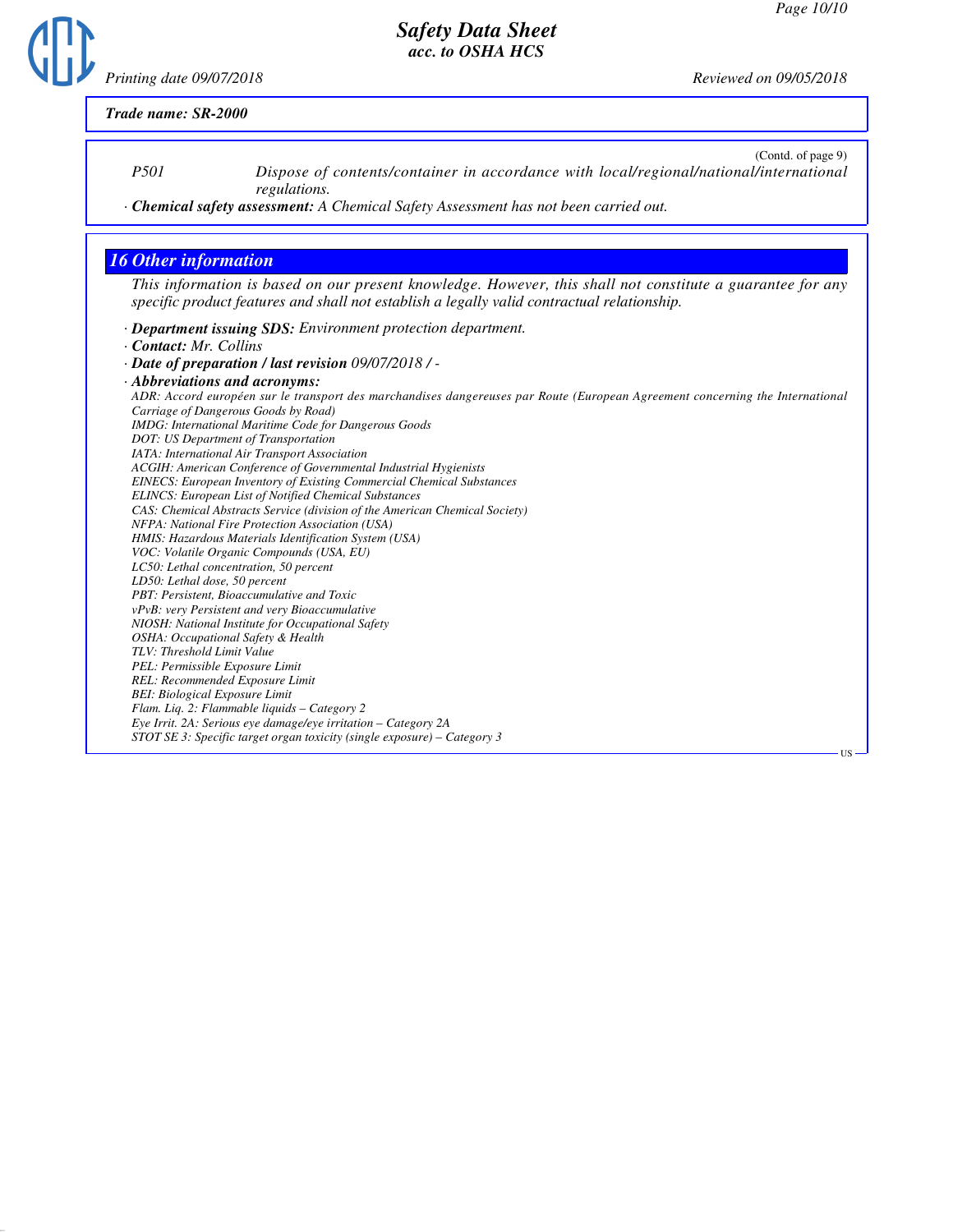Trade name: SR-2000

(Contd. of page 9)

P501 Dispose of contents/container in accordance with local/regional/national/international regulations.

· **Chemical safety assessment:** A Chemical Safety Assessment has not been carried out.

## 16 Other information

This information is based on our present knowledge. However, this shall not constitute a guarantee for any specific product features and shall not establish a legally valid contractual relationship.

· **Department issuing SDS:** Environment protection department.
· **Contact:** Mr. Collins
· **Date of preparation / last revision** 09/07/2018 / -
· **Abbreviations and acronyms:**

ADR: Accord européen sur le transport des marchandises dangereuses par Route (European Agreement concerning the International Carriage of Dangerous Goods by Road)
IMDG: International Maritime Code for Dangerous Goods
DOT: US Department of Transportation
IATA: International Air Transport Association
ACGIH: American Conference of Governmental Industrial Hygienists
EINECS: European Inventory of Existing Commercial Chemical Substances
ELINCS: European List of Notified Chemical Substances
CAS: Chemical Abstracts Service (division of the American Chemical Society)
NFPA: National Fire Protection Association (USA)
HMIS: Hazardous Materials Identification System (USA)
VOC: Volatile Organic Compounds (USA, EU)
LC50: Lethal concentration, 50 percent
LD50: Lethal dose, 50 percent
PBT: Persistent, Bioaccumulative and Toxic
vPvB: very Persistent and very Bioaccumulative
NIOSH: National Institute for Occupational Safety
OSHA: Occupational Safety & Health
TLV: Threshold Limit Value
PEL: Permissible Exposure Limit
REL: Recommended Exposure Limit
BEI: Biological Exposure Limit
Flam. Liq. 2: Flammable liquids – Category 2
Eye Irrit. 2A: Serious eye damage/eye irritation – Category 2A
STOT SE 3: Specific target organ toxicity (single exposure) – Category 3